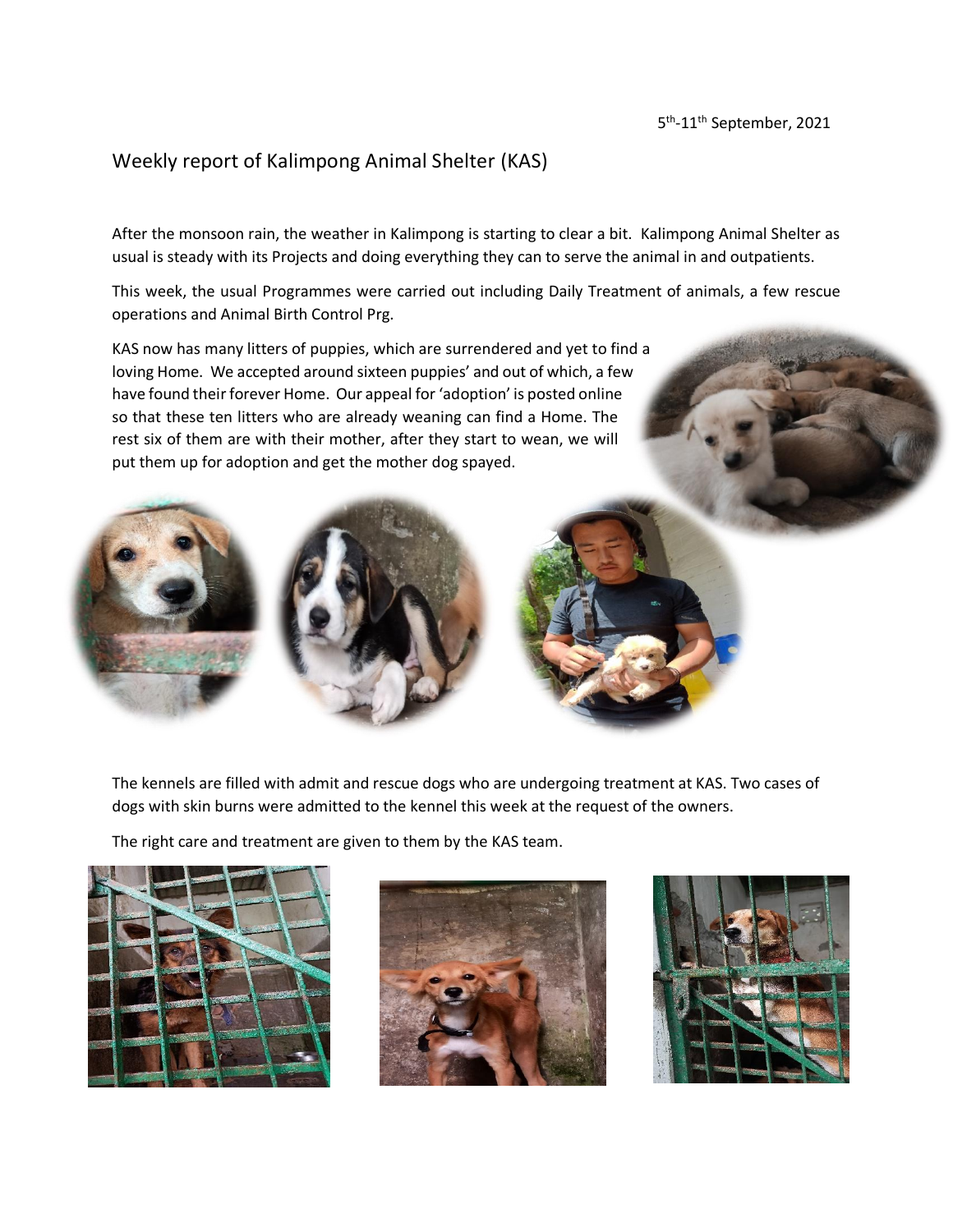5th-11th September, 2021

# Weekly report of Kalimpong Animal Shelter (KAS)

After the monsoon rain, the weather in Kalimpong is starting to clear a bit. Kalimpong Animal Shelter as usual is steady with its Projects and doing everything they can to serve the animal in and outpatients.

This week, the usual Programmes were carried out including Daily Treatment of animals, a few rescue operations and Animal Birth Control Prg.

KAS now has many litters of puppies, which are surrendered and yet to find a loving Home. We accepted around sixteen puppies' and out of which, a few have found their forever Home. Our appeal for 'adoption' is posted online so that these ten litters who are already weaning can find a Home. The rest six of them are with their mother, after they start to wean, we will put them up for adoption and get the mother dog spayed.

The kennels are filled with admit and rescue dogs who are undergoing treatment at KAS. Two cases of dogs with skin burns were admitted to the kennel this week at the request of the owners.

The right care and treatment are given to them by the KAS team.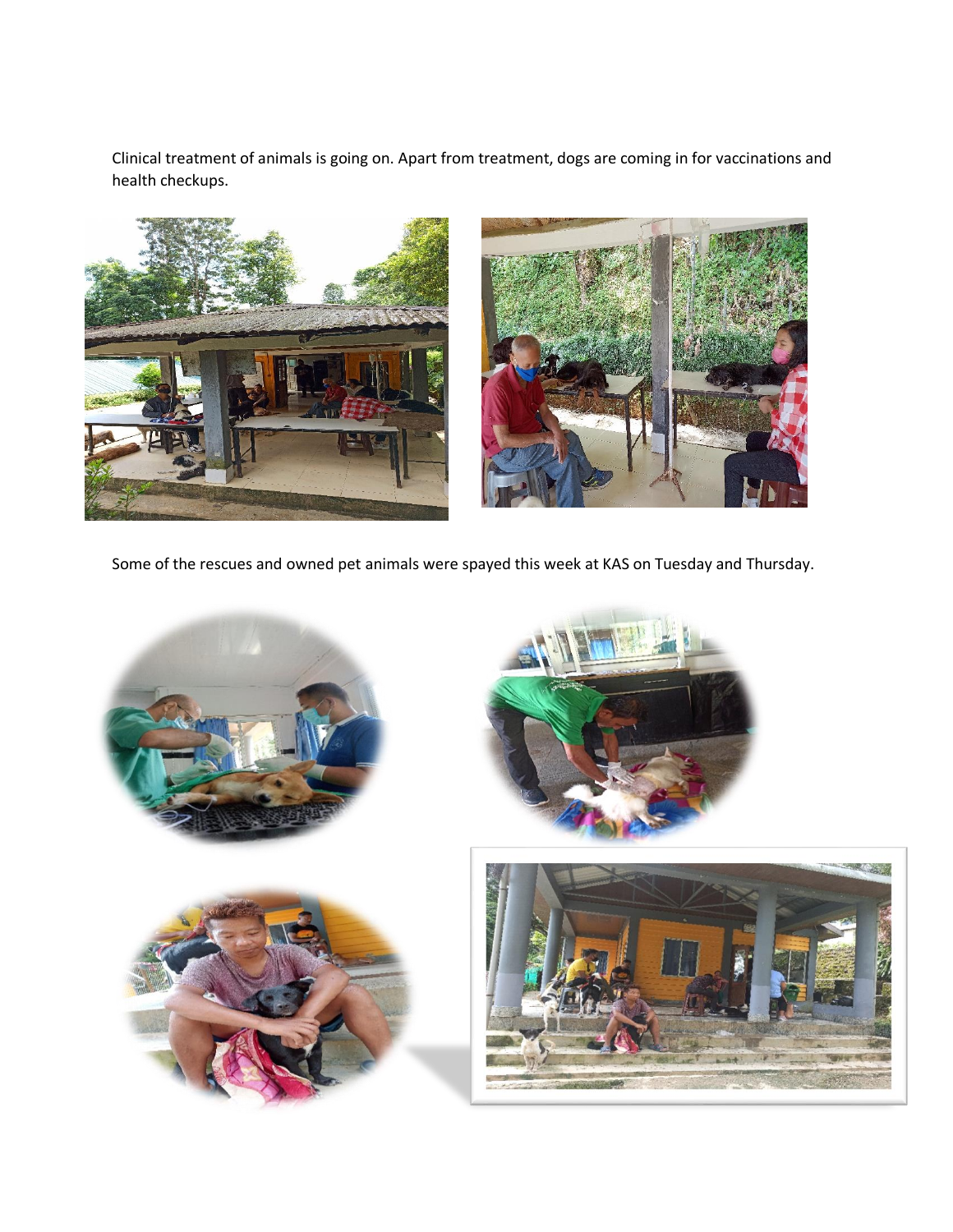Clinical treatment of animals is going on. Apart from treatment, dogs are coming in for vaccinations and health checkups.

Some of the rescues and owned pet animals were spayed this week at KAS on Tuesday and Thursday.